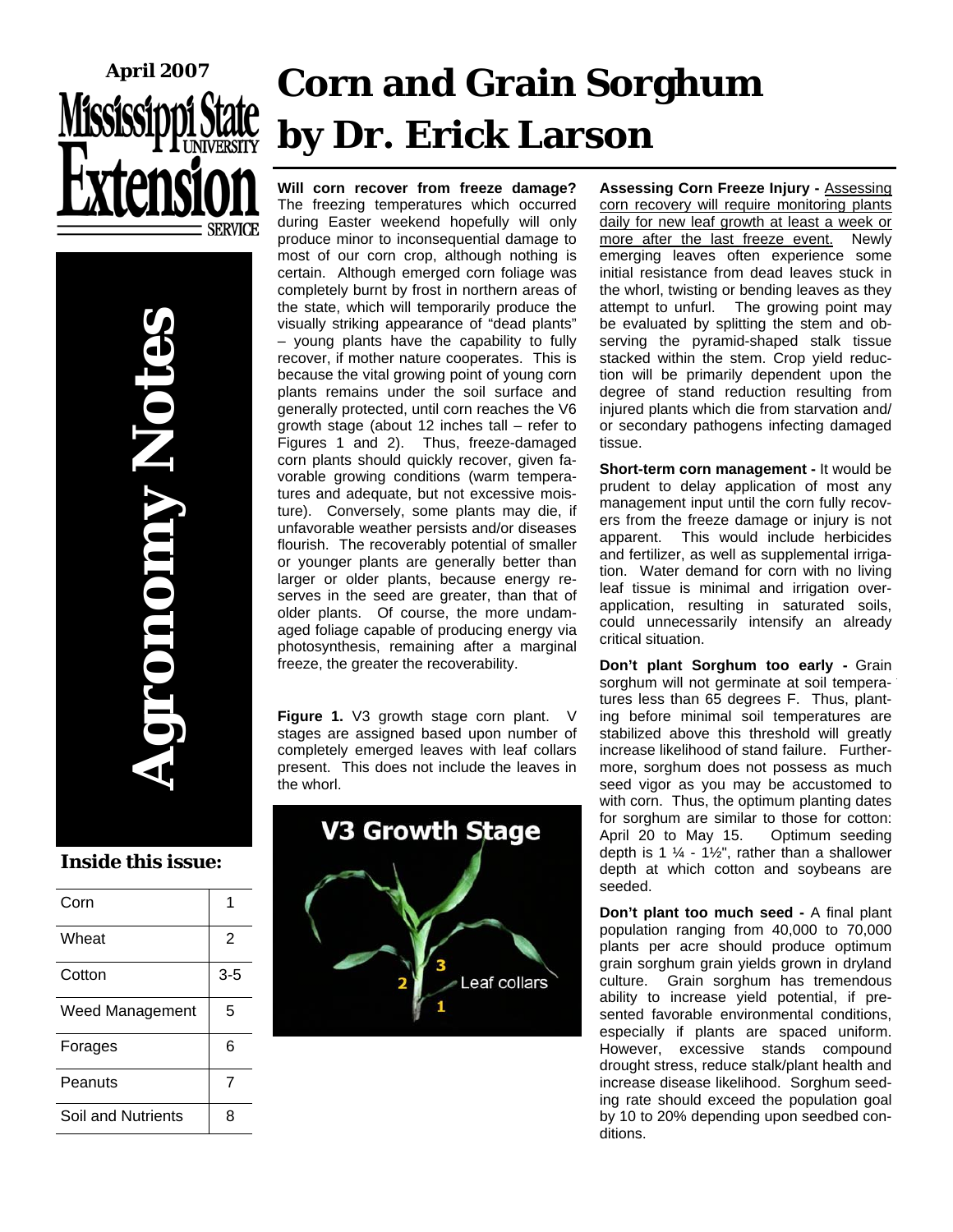April 2007

Mississippi State University Extension Service

# Agronomy Notes

## Corn and Grain Sorghum by Dr. Erick Larson

### Inside this issue:

| Corn | 1 |
|---|---|
| Wheat | 2 |
| Cotton | 3-5 |
| Weed Management | 5 |
| Forages | 6 |
| Peanuts | 7 |
| Soil and Nutrients | 8 |

**Will corn recover from freeze damage?** The freezing temperatures which occurred during Easter weekend hopefully will only produce minor to inconsequential damage to most of our corn crop, although nothing is certain. Although emerged corn foliage was completely burnt by frost in northern areas of the state, which will temporarily produce the visually striking appearance of "dead plants" – young plants have the capability to fully recover, if mother nature cooperates. This is because the vital growing point of young corn plants remains under the soil surface and generally protected, until corn reaches the V6 growth stage (about 12 inches tall – refer to Figures 1 and 2). Thus, freeze-damaged corn plants should quickly recover, given favorable growing conditions (warm temperatures and adequate, but not excessive moisture). Conversely, some plants may die, if unfavorable weather persists and/or diseases flourish. The recoverably potential of smaller or younger plants are generally better than larger or older plants, because energy reserves in the seed are greater, than that of older plants. Of course, the more undamaged foliage capable of producing energy via photosynthesis, remaining after a marginal freeze, the greater the recoverability.

**Figure 1.** V3 growth stage corn plant. V stages are assigned based upon number of completely emerged leaves with leaf collars present. This does not include the leaves in the whorl.

**Assessing Corn Freeze Injury -** Assessing corn recovery will require monitoring plants daily for new leaf growth at least a week or more after the last freeze event. Newly emerging leaves often experience some initial resistance from dead leaves stuck in the whorl, twisting or bending leaves as they attempt to unfurl. The growing point may be evaluated by splitting the stem and observing the pyramid-shaped stalk tissue stacked within the stem. Crop yield reduction will be primarily dependent upon the degree of stand reduction resulting from injured plants which die from starvation and/or secondary pathogens infecting damaged tissue.

**Short-term corn management -** It would be prudent to delay application of most any management input until the corn fully recovers from the freeze damage or injury is not apparent. This would include herbicides and fertilizer, as well as supplemental irrigation. Water demand for corn with no living leaf tissue is minimal and irrigation overapplication, resulting in saturated soils, could unnecessarily intensify an already critical situation.

**Don't plant Sorghum too early -** Grain sorghum will not germinate at soil temperatures less than 65 degrees F. Thus, planting before minimal soil temperatures are stabilized above this threshold will greatly increase likelihood of stand failure. Furthermore, sorghum does not possess as much seed vigor as you may be accustomed to with corn. Thus, the optimum planting dates for sorghum are similar to those for cotton: April 20 to May 15. Optimum seeding depth is 1 ¼ - 1½", rather than a shallower depth at which cotton and soybeans are seeded.

**Don't plant too much seed -** A final plant population ranging from 40,000 to 70,000 plants per acre should produce optimum grain sorghum grain yields grown in dryland culture. Grain sorghum has tremendous ability to increase yield potential, if presented favorable environmental conditions, especially if plants are spaced uniform. However, excessive stands compound drought stress, reduce stalk/plant health and increase disease likelihood. Sorghum seeding rate should exceed the population goal by 10 to 20% depending upon seedbed conditions.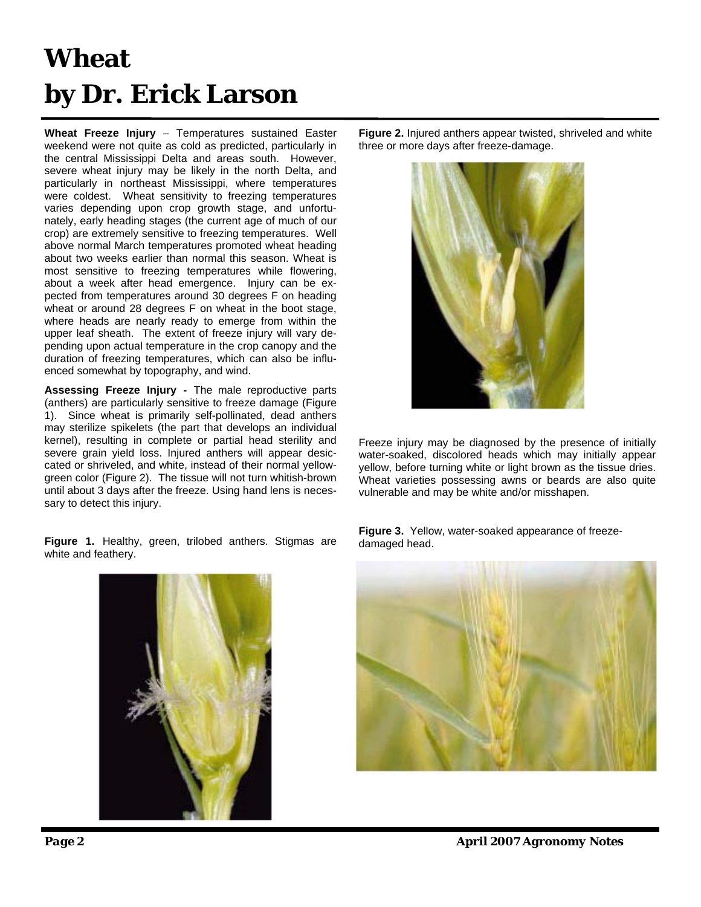# Wheat
# by Dr. Erick Larson

**Wheat Freeze Injury** – Temperatures sustained Easter weekend were not quite as cold as predicted, particularly in the central Mississippi Delta and areas south. However, severe wheat injury may be likely in the north Delta, and particularly in northeast Mississippi, where temperatures were coldest. Wheat sensitivity to freezing temperatures varies depending upon crop growth stage, and unfortunately, early heading stages (the current age of much of our crop) are extremely sensitive to freezing temperatures. Well above normal March temperatures promoted wheat heading about two weeks earlier than normal this season. Wheat is most sensitive to freezing temperatures while flowering, about a week after head emergence. Injury can be expected from temperatures around 30 degrees F on heading wheat or around 28 degrees F on wheat in the boot stage, where heads are nearly ready to emerge from within the upper leaf sheath. The extent of freeze injury will vary depending upon actual temperature in the crop canopy and the duration of freezing temperatures, which can also be influenced somewhat by topography, and wind.

**Assessing Freeze Injury -** The male reproductive parts (anthers) are particularly sensitive to freeze damage (Figure 1). Since wheat is primarily self-pollinated, dead anthers may sterilize spikelets (the part that develops an individual kernel), resulting in complete or partial head sterility and severe grain yield loss. Injured anthers will appear desiccated or shriveled, and white, instead of their normal yellow-green color (Figure 2). The tissue will not turn whitish-brown until about 3 days after the freeze. Using hand lens is necessary to detect this injury.

**Figure 1.** Healthy, green, trilobed anthers. Stigmas are white and feathery.

**Figure 2.** Injured anthers appear twisted, shriveled and white three or more days after freeze-damage.

Freeze injury may be diagnosed by the presence of initially water-soaked, discolored heads which may initially appear yellow, before turning white or light brown as the tissue dries. Wheat varieties possessing awns or beards are also quite vulnerable and may be white and/or misshapen.

**Figure 3.** Yellow, water-soaked appearance of freeze-damaged head.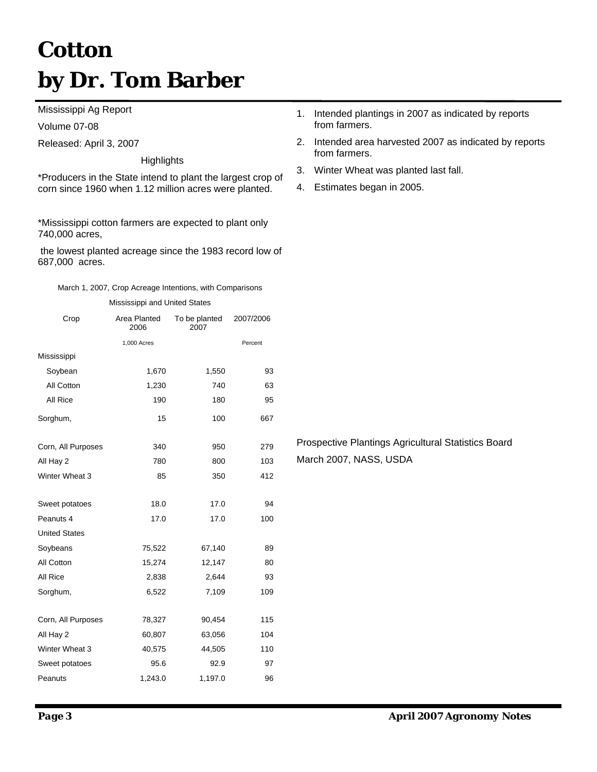# Cotton
# by Dr. Tom Barber

Mississippi Ag Report

Volume 07-08

Released: April 3, 2007

Highlights

*Producers in the State intend to plant the largest crop of corn since 1960 when 1.12 million acres were planted.

*Mississippi cotton farmers are expected to plant only 740,000 acres,

the lowest planted acreage since the 1983 record low of 687,000 acres.

March 1, 2007, Crop Acreage Intentions, with Comparisons

Mississippi and United States

| Crop | Area Planted 2006 | To be planted 2007 | 2007/2006 |
|---|---|---|---|
| | 1,000 Acres | | Percent |
| Mississippi | | | |
| Soybean | 1,670 | 1,550 | 93 |
| All Cotton | 1,230 | 740 | 63 |
| All Rice | 190 | 180 | 95 |
| Sorghum, | 15 | 100 | 667 |
| Corn, All Purposes | 340 | 950 | 279 |
| All Hay 2 | 780 | 800 | 103 |
| Winter Wheat 3 | 85 | 350 | 412 |
| Sweet potatoes | 18.0 | 17.0 | 94 |
| Peanuts 4 | 17.0 | 17.0 | 100 |
| United States | | | |
| Soybeans | 75,522 | 67,140 | 89 |
| All Cotton | 15,274 | 12,147 | 80 |
| All Rice | 2,838 | 2,644 | 93 |
| Sorghum, | 6,522 | 7,109 | 109 |
| Corn, All Purposes | 78,327 | 90,454 | 115 |
| All Hay 2 | 60,807 | 63,056 | 104 |
| Winter Wheat 3 | 40,575 | 44,505 | 110 |
| Sweet potatoes | 95.6 | 92.9 | 97 |
| Peanuts | 1,243.0 | 1,197.0 | 96 |

1. Intended plantings in 2007 as indicated by reports from farmers.
2. Intended area harvested 2007 as indicated by reports from farmers.
3. Winter Wheat was planted last fall.
4. Estimates began in 2005.

Prospective Plantings Agricultural Statistics Board

March 2007, NASS, USDA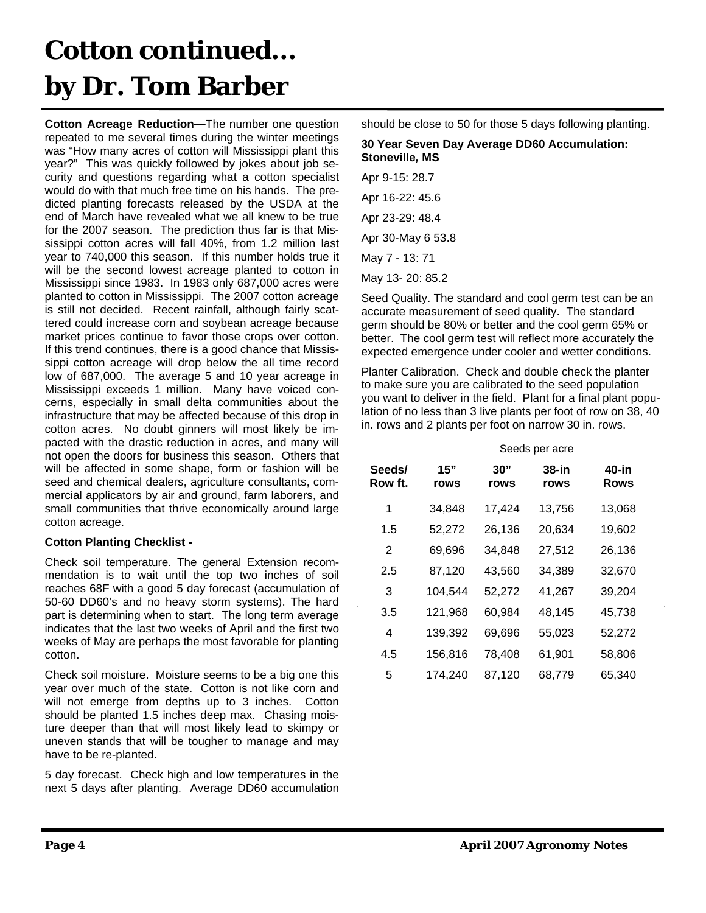# Cotton continued… by Dr. Tom Barber

**Cotton Acreage Reduction—**The number one question repeated to me several times during the winter meetings was "How many acres of cotton will Mississippi plant this year?" This was quickly followed by jokes about job security and questions regarding what a cotton specialist would do with that much free time on his hands. The predicted planting forecasts released by the USDA at the end of March have revealed what we all knew to be true for the 2007 season. The prediction thus far is that Mississippi cotton acres will fall 40%, from 1.2 million last year to 740,000 this season. If this number holds true it will be the second lowest acreage planted to cotton in Mississippi since 1983. In 1983 only 687,000 acres were planted to cotton in Mississippi. The 2007 cotton acreage is still not decided. Recent rainfall, although fairly scattered could increase corn and soybean acreage because market prices continue to favor those crops over cotton. If this trend continues, there is a good chance that Mississippi cotton acreage will drop below the all time record low of 687,000. The average 5 and 10 year acreage in Mississippi exceeds 1 million. Many have voiced concerns, especially in small delta communities about the infrastructure that may be affected because of this drop in cotton acres. No doubt ginners will most likely be impacted with the drastic reduction in acres, and many will not open the doors for business this season. Others that will be affected in some shape, form or fashion will be seed and chemical dealers, agriculture consultants, commercial applicators by air and ground, farm laborers, and small communities that thrive economically around large cotton acreage.

**Cotton Planting Checklist -**

Check soil temperature. The general Extension recommendation is to wait until the top two inches of soil reaches 68F with a good 5 day forecast (accumulation of 50-60 DD60's and no heavy storm systems). The hard part is determining when to start. The long term average indicates that the last two weeks of April and the first two weeks of May are perhaps the most favorable for planting cotton.

Check soil moisture. Moisture seems to be a big one this year over much of the state. Cotton is not like corn and will not emerge from depths up to 3 inches. Cotton should be planted 1.5 inches deep max. Chasing moisture deeper than that will most likely lead to skimpy or uneven stands that will be tougher to manage and may have to be re-planted.

5 day forecast. Check high and low temperatures in the next 5 days after planting. Average DD60 accumulation should be close to 50 for those 5 days following planting.

**30 Year Seven Day Average DD60 Accumulation: Stoneville, MS**

Apr 9-15: 28.7

Apr 16-22: 45.6

Apr 23-29: 48.4

Apr 30-May 6 53.8

May 7 - 13: 71

May 13- 20: 85.2

Seed Quality. The standard and cool germ test can be an accurate measurement of seed quality. The standard germ should be 80% or better and the cool germ 65% or better. The cool germ test will reflect more accurately the expected emergence under cooler and wetter conditions.

Planter Calibration. Check and double check the planter to make sure you are calibrated to the seed population you want to deliver in the field. Plant for a final plant population of no less than 3 live plants per foot of row on 38, 40 in. rows and 2 plants per foot on narrow 30 in. rows.

| | Seeds per acre | | | |
|---|---|---|---|---|
| **Seeds/ Row ft.** | **15" rows** | **30" rows** | **38-in rows** | **40-in Rows** |
| 1 | 34,848 | 17,424 | 13,756 | 13,068 |
| 1.5 | 52,272 | 26,136 | 20,634 | 19,602 |
| 2 | 69,696 | 34,848 | 27,512 | 26,136 |
| 2.5 | 87,120 | 43,560 | 34,389 | 32,670 |
| 3 | 104,544 | 52,272 | 41,267 | 39,204 |
| 3.5 | 121,968 | 60,984 | 48,145 | 45,738 |
| 4 | 139,392 | 69,696 | 55,023 | 52,272 |
| 4.5 | 156,816 | 78,408 | 61,901 | 58,806 |
| 5 | 174,240 | 87,120 | 68,779 | 65,340 |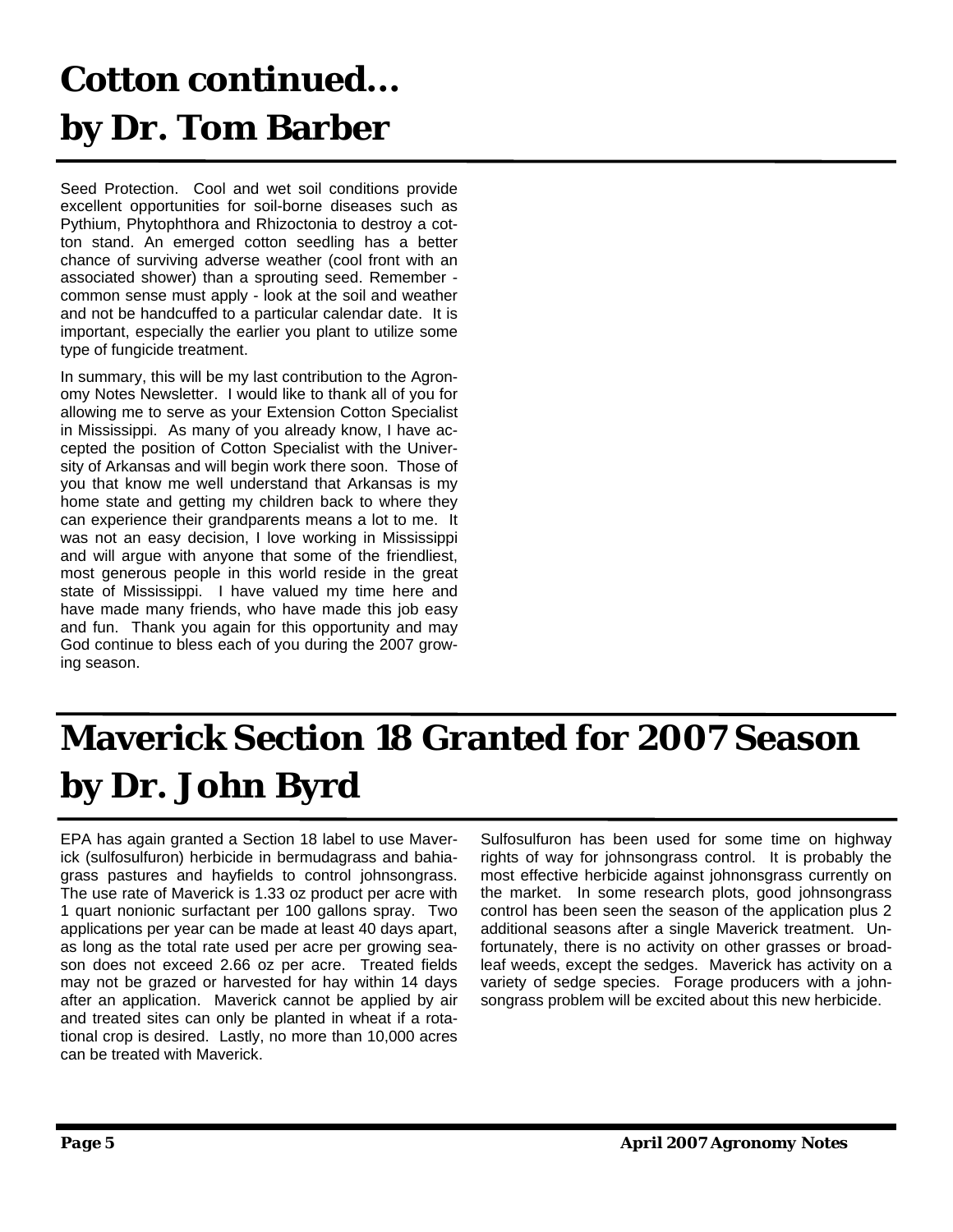# Cotton continued... by Dr. Tom Barber

Seed Protection. Cool and wet soil conditions provide excellent opportunities for soil-borne diseases such as Pythium, Phytophthora and Rhizoctonia to destroy a cotton stand. An emerged cotton seedling has a better chance of surviving adverse weather (cool front with an associated shower) than a sprouting seed. Remember - common sense must apply - look at the soil and weather and not be handcuffed to a particular calendar date. It is important, especially the earlier you plant to utilize some type of fungicide treatment.

In summary, this will be my last contribution to the Agronomy Notes Newsletter. I would like to thank all of you for allowing me to serve as your Extension Cotton Specialist in Mississippi. As many of you already know, I have accepted the position of Cotton Specialist with the University of Arkansas and will begin work there soon. Those of you that know me well understand that Arkansas is my home state and getting my children back to where they can experience their grandparents means a lot to me. It was not an easy decision, I love working in Mississippi and will argue with anyone that some of the friendliest, most generous people in this world reside in the great state of Mississippi. I have valued my time here and have made many friends, who have made this job easy and fun. Thank you again for this opportunity and may God continue to bless each of you during the 2007 growing season.

# Maverick Section 18 Granted for 2007 Season by Dr. John Byrd

EPA has again granted a Section 18 label to use Maverick (sulfosulfuron) herbicide in bermudagrass and bahiagrass pastures and hayfields to control johnsongrass. The use rate of Maverick is 1.33 oz product per acre with 1 quart nonionic surfactant per 100 gallons spray. Two applications per year can be made at least 40 days apart, as long as the total rate used per acre per growing season does not exceed 2.66 oz per acre. Treated fields may not be grazed or harvested for hay within 14 days after an application. Maverick cannot be applied by air and treated sites can only be planted in wheat if a rotational crop is desired. Lastly, no more than 10,000 acres can be treated with Maverick.

Sulfosulfuron has been used for some time on highway rights of way for johnsongrass control. It is probably the most effective herbicide against johnonsgrass currently on the market. In some research plots, good johnsongrass control has been seen the season of the application plus 2 additional seasons after a single Maverick treatment. Unfortunately, there is no activity on other grasses or broadleaf weeds, except the sedges. Maverick has activity on a variety of sedge species. Forage producers with a johnsongrass problem will be excited about this new herbicide.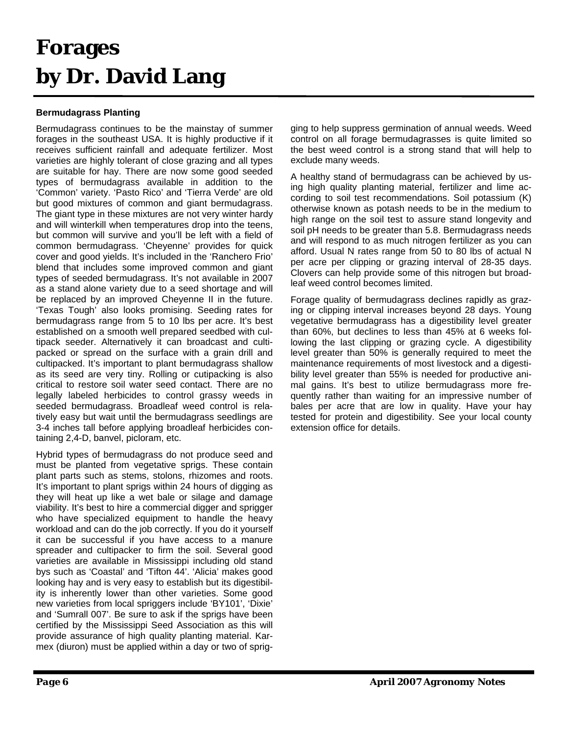# Forages
# by Dr. David Lang

**Bermudagrass Planting**

Bermudagrass continues to be the mainstay of summer forages in the southeast USA. It is highly productive if it receives sufficient rainfall and adequate fertilizer. Most varieties are highly tolerant of close grazing and all types are suitable for hay. There are now some good seeded types of bermudagrass available in addition to the 'Common' variety. 'Pasto Rico' and 'Tierra Verde' are old but good mixtures of common and giant bermudagrass. The giant type in these mixtures are not very winter hardy and will winterkill when temperatures drop into the teens, but common will survive and you'll be left with a field of common bermudagrass. 'Cheyenne' provides for quick cover and good yields. It's included in the 'Ranchero Frio' blend that includes some improved common and giant types of seeded bermudagrass. It's not available in 2007 as a stand alone variety due to a seed shortage and will be replaced by an improved Cheyenne II in the future. 'Texas Tough' also looks promising. Seeding rates for bermudagrass range from 5 to 10 lbs per acre. It's best established on a smooth well prepared seedbed with cultipack seeder. Alternatively it can broadcast and cultipacked or spread on the surface with a grain drill and cultipacked. It's important to plant bermudagrass shallow as its seed are very tiny. Rolling or cutipacking is also critical to restore soil water seed contact. There are no legally labeled herbicides to control grassy weeds in seeded bermudagrass. Broadleaf weed control is relatively easy but wait until the bermudagrass seedlings are 3-4 inches tall before applying broadleaf herbicides containing 2,4-D, banvel, picloram, etc.

Hybrid types of bermudagrass do not produce seed and must be planted from vegetative sprigs. These contain plant parts such as stems, stolons, rhizomes and roots. It's important to plant sprigs within 24 hours of digging as they will heat up like a wet bale or silage and damage viability. It's best to hire a commercial digger and sprigger who have specialized equipment to handle the heavy workload and can do the job correctly. If you do it yourself it can be successful if you have access to a manure spreader and cultipacker to firm the soil. Several good varieties are available in Mississippi including old stand bys such as 'Coastal' and 'Tifton 44'. 'Alicia' makes good looking hay and is very easy to establish but its digestibility is inherently lower than other varieties. Some good new varieties from local spriggers include 'BY101', 'Dixie' and 'Sumrall 007'. Be sure to ask if the sprigs have been certified by the Mississippi Seed Association as this will provide assurance of high quality planting material. Karmex (diuron) must be applied within a day or two of sprigging to help suppress germination of annual weeds. Weed control on all forage bermudagrasses is quite limited so the best weed control is a strong stand that will help to exclude many weeds.

A healthy stand of bermudagrass can be achieved by using high quality planting material, fertilizer and lime according to soil test recommendations. Soil potassium (K) otherwise known as potash needs to be in the medium to high range on the soil test to assure stand longevity and soil pH needs to be greater than 5.8. Bermudagrass needs and will respond to as much nitrogen fertilizer as you can afford. Usual N rates range from 50 to 80 lbs of actual N per acre per clipping or grazing interval of 28-35 days. Clovers can help provide some of this nitrogen but broadleaf weed control becomes limited.

Forage quality of bermudagrass declines rapidly as grazing or clipping interval increases beyond 28 days. Young vegetative bermudagrass has a digestibility level greater than 60%, but declines to less than 45% at 6 weeks following the last clipping or grazing cycle. A digestibility level greater than 50% is generally required to meet the maintenance requirements of most livestock and a digestibility level greater than 55% is needed for productive animal gains. It's best to utilize bermudagrass more frequently rather than waiting for an impressive number of bales per acre that are low in quality. Have your hay tested for protein and digestibility. See your local county extension office for details.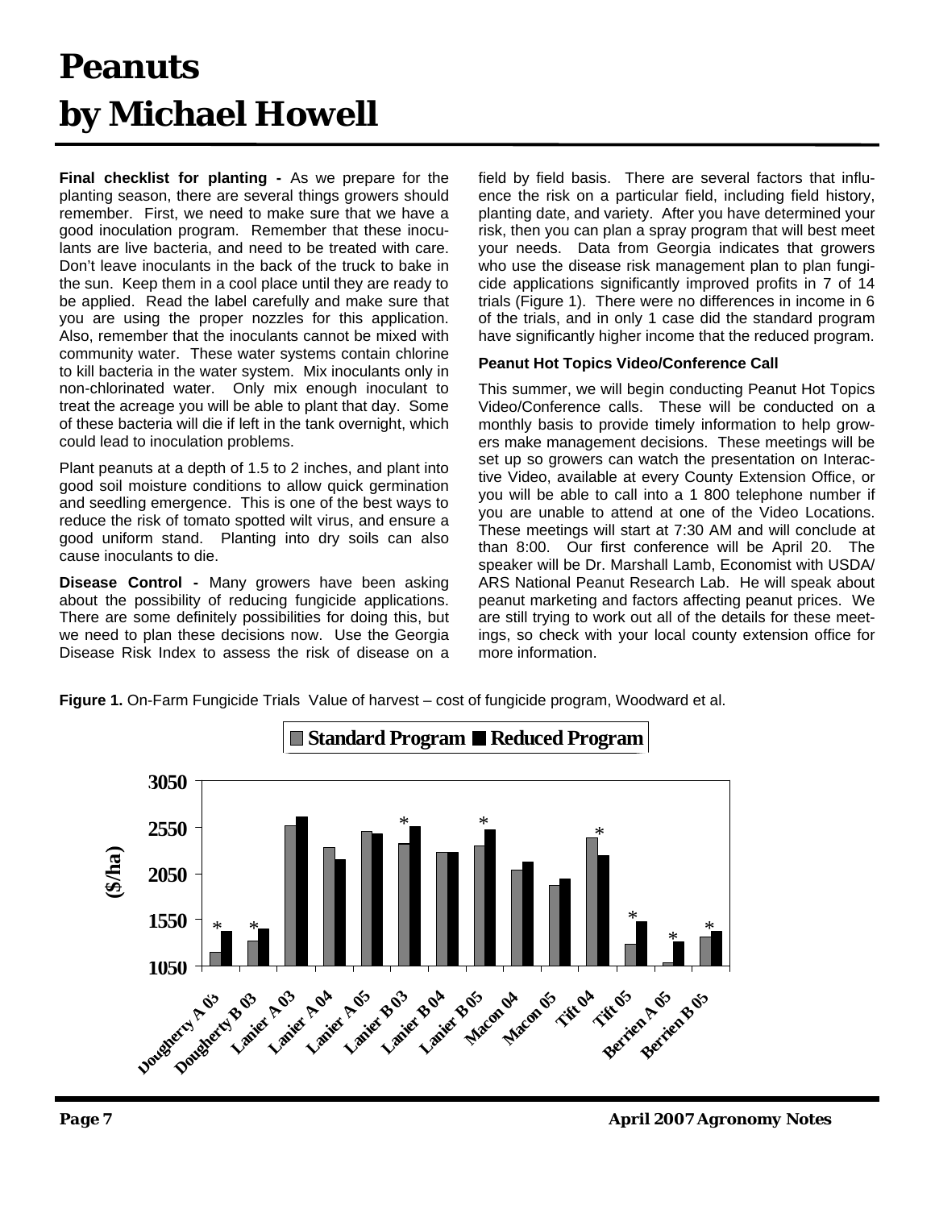// Peanuts
by Michael Howell

**Final checklist for planting -** As we prepare for the planting season, there are several things growers should remember. First, we need to make sure that we have a good inoculation program. Remember that these inoculants are live bacteria, and need to be treated with care. Don't leave inoculants in the back of the truck to bake in the sun. Keep them in a cool place until they are ready to be applied. Read the label carefully and make sure that you are using the proper nozzles for this application. Also, remember that the inoculants cannot be mixed with community water. These water systems contain chlorine to kill bacteria in the water system. Mix inoculants only in non-chlorinated water. Only mix enough inoculant to treat the acreage you will be able to plant that day. Some of these bacteria will die if left in the tank overnight, which could lead to inoculation problems.

Plant peanuts at a depth of 1.5 to 2 inches, and plant into good soil moisture conditions to allow quick germination and seedling emergence. This is one of the best ways to reduce the risk of tomato spotted wilt virus, and ensure a good uniform stand. Planting into dry soils can also cause inoculants to die.

**Disease Control -** Many growers have been asking about the possibility of reducing fungicide applications. There are some definitely possibilities for doing this, but we need to plan these decisions now. Use the Georgia Disease Risk Index to assess the risk of disease on a field by field basis. There are several factors that influence the risk on a particular field, including field history, planting date, and variety. After you have determined your risk, then you can plan a spray program that will best meet your needs. Data from Georgia indicates that growers who use the disease risk management plan to plan fungicide applications significantly improved profits in 7 of 14 trials (Figure 1). There were no differences in income in 6 of the trials, and in only 1 case did the standard program have significantly higher income that the reduced program.

**Peanut Hot Topics Video/Conference Call**

This summer, we will begin conducting Peanut Hot Topics Video/Conference calls. These will be conducted on a monthly basis to provide timely information to help growers make management decisions. These meetings will be set up so growers can watch the presentation on Interactive Video, available at every County Extension Office, or you will be able to call into a 1 800 telephone number if you are unable to attend at one of the Video Locations. These meetings will start at 7:30 AM and will conclude at than 8:00. Our first conference will be April 20. The speaker will be Dr. Marshall Lamb, Economist with USDA/ARS National Peanut Research Lab. He will speak about peanut marketing and factors affecting peanut prices. We are still trying to work out all of the details for these meetings, so check with your local county extension office for more information.

**Figure 1.** On-Farm Fungicide Trials Value of harvest – cost of fungicide program, Woodward et al.

Standard Program | Reduced Program

($/ha): 1050, 1550, 2050, 2550, 3050

Dougherty A 03 *, Dougherty B 03 *, Lanier A 03, Lanier A 04, Lanier A 05, Lanier B 03 *, Lanier B 04, Lanier B 05 *, Macon 04, Macon 05, Tift 04 *, Tift 05 *, Berrien A 05 *, Berrien B 05 *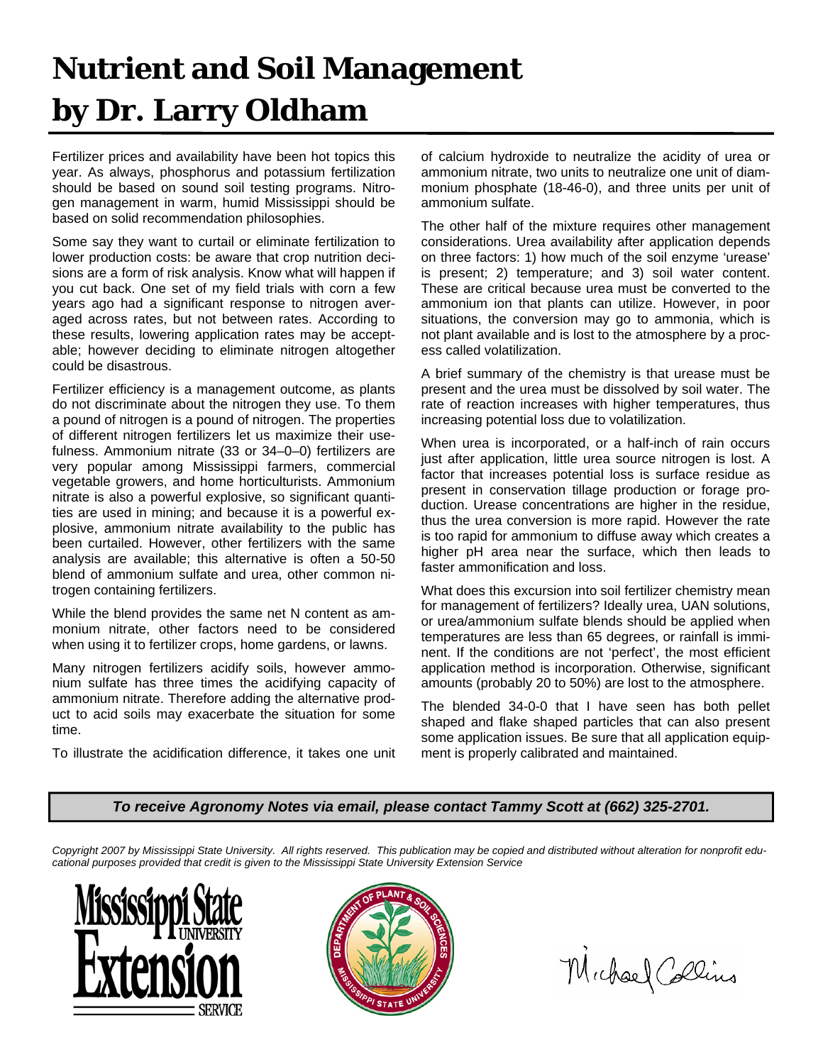# Nutrient and Soil Management by Dr. Larry Oldham

Fertilizer prices and availability have been hot topics this year. As always, phosphorus and potassium fertilization should be based on sound soil testing programs. Nitrogen management in warm, humid Mississippi should be based on solid recommendation philosophies.

Some say they want to curtail or eliminate fertilization to lower production costs: be aware that crop nutrition decisions are a form of risk analysis. Know what will happen if you cut back. One set of my field trials with corn a few years ago had a significant response to nitrogen averaged across rates, but not between rates. According to these results, lowering application rates may be acceptable; however deciding to eliminate nitrogen altogether could be disastrous.

Fertilizer efficiency is a management outcome, as plants do not discriminate about the nitrogen they use. To them a pound of nitrogen is a pound of nitrogen. The properties of different nitrogen fertilizers let us maximize their usefulness. Ammonium nitrate (33 or 34–0–0) fertilizers are very popular among Mississippi farmers, commercial vegetable growers, and home horticulturists. Ammonium nitrate is also a powerful explosive, so significant quantities are used in mining; and because it is a powerful explosive, ammonium nitrate availability to the public has been curtailed. However, other fertilizers with the same analysis are available; this alternative is often a 50-50 blend of ammonium sulfate and urea, other common nitrogen containing fertilizers.

While the blend provides the same net N content as ammonium nitrate, other factors need to be considered when using it to fertilizer crops, home gardens, or lawns.

Many nitrogen fertilizers acidify soils, however ammonium sulfate has three times the acidifying capacity of ammonium nitrate. Therefore adding the alternative product to acid soils may exacerbate the situation for some time.

To illustrate the acidification difference, it takes one unit of calcium hydroxide to neutralize the acidity of urea or ammonium nitrate, two units to neutralize one unit of diammonium phosphate (18-46-0), and three units per unit of ammonium sulfate.

The other half of the mixture requires other management considerations. Urea availability after application depends on three factors: 1) how much of the soil enzyme 'urease' is present; 2) temperature; and 3) soil water content. These are critical because urea must be converted to the ammonium ion that plants can utilize. However, in poor situations, the conversion may go to ammonia, which is not plant available and is lost to the atmosphere by a process called volatilization.

A brief summary of the chemistry is that urease must be present and the urea must be dissolved by soil water. The rate of reaction increases with higher temperatures, thus increasing potential loss due to volatilization.

When urea is incorporated, or a half-inch of rain occurs just after application, little urea source nitrogen is lost. A factor that increases potential loss is surface residue as present in conservation tillage production or forage production. Urease concentrations are higher in the residue, thus the urea conversion is more rapid. However the rate is too rapid for ammonium to diffuse away which creates a higher pH area near the surface, which then leads to faster ammonification and loss.

What does this excursion into soil fertilizer chemistry mean for management of fertilizers? Ideally urea, UAN solutions, or urea/ammonium sulfate blends should be applied when temperatures are less than 65 degrees, or rainfall is imminent. If the conditions are not 'perfect', the most efficient application method is incorporation. Otherwise, significant amounts (probably 20 to 50%) are lost to the atmosphere.

The blended 34-0-0 that I have seen has both pellet shaped and flake shaped particles that can also present some application issues. Be sure that all application equipment is properly calibrated and maintained.

***To receive Agronomy Notes via email, please contact Tammy Scott at (662) 325-2701.***

*Copyright 2007 by Mississippi State University. All rights reserved. This publication may be copied and distributed without alteration for nonprofit educational purposes provided that credit is given to the Mississippi State University Extension Service*

Mississippi State University Extension Service

Department of Plant & Soil Sciences, Mississippi State University

Michael Collins